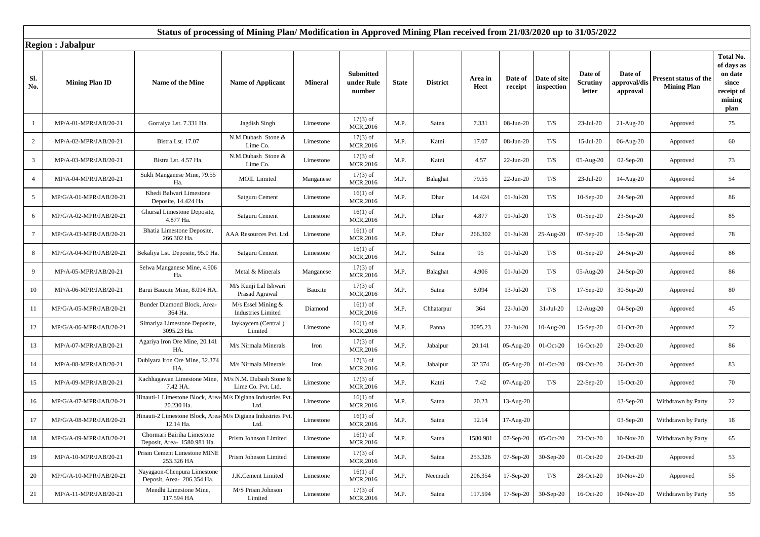## Status of processing of Mining Plan/ Modification in Approved Mining Plan received from 21/03/2020 up to 31/05/2022

**Region : Jabalpur**

| Sl. No. | Mining Plan ID | Name of the Mine | Name of Applicant | Mineral | Submitted under Rule number | State | District | Area in Hect | Date of receipt | Date of site inspection | Date of Scrutiny letter | Date of approval/disapproval | Present status of the Mining Plan | Total No. of days as on date since receipt of mining plan |
|---|---|---|---|---|---|---|---|---|---|---|---|---|---|---|
| 1 | MP/A-01-MPR/JAB/20-21 | Gorraiya Lst. 7.331 Ha. | Jagdish Singh | Limestone | 17(3) of MCR,2016 | M.P. | Satna | 7.331 | 08-Jun-20 | T/S | 23-Jul-20 | 21-Aug-20 | Approved | 75 |
| 2 | MP/A-02-MPR/JAB/20-21 | Bistra Lst. 17.07 | N.M.Dubash Stone & Lime Co. | Limestone | 17(3) of MCR,2016 | M.P. | Katni | 17.07 | 08-Jun-20 | T/S | 15-Jul-20 | 06-Aug-20 | Approved | 60 |
| 3 | MP/A-03-MPR/JAB/20-21 | Bistra Lst. 4.57 Ha. | N.M.Dubash Stone & Lime Co. | Limestone | 17(3) of MCR,2016 | M.P. | Katni | 4.57 | 22-Jun-20 | T/S | 05-Aug-20 | 02-Sep-20 | Approved | 73 |
| 4 | MP/A-04-MPR/JAB/20-21 | Sukli Manganese Mine, 79.55 Ha. | MOIL Limited | Manganese | 17(3) of MCR,2016 | M.P. | Balaghat | 79.55 | 22-Jun-20 | T/S | 23-Jul-20 | 14-Aug-20 | Approved | 54 |
| 5 | MP/G/A-01-MPR/JAB/20-21 | Khedi Balwari Limestone Deposite, 14.424 Ha. | Satguru Cement | Limestone | 16(1) of MCR,2016 | M.P. | Dhar | 14.424 | 01-Jul-20 | T/S | 10-Sep-20 | 24-Sep-20 | Approved | 86 |
| 6 | MP/G/A-02-MPR/JAB/20-21 | Ghursal Limestone Deposite, 4.877 Ha. | Satguru Cement | Limestone | 16(1) of MCR,2016 | M.P. | Dhar | 4.877 | 01-Jul-20 | T/S | 01-Sep-20 | 23-Sep-20 | Approved | 85 |
| 7 | MP/G/A-03-MPR/JAB/20-21 | Bhatia Limestone Deposite, 266.302 Ha. | AAA Resources Pvt. Ltd. | Limestone | 16(1) of MCR,2016 | M.P. | Dhar | 266.302 | 01-Jul-20 | 25-Aug-20 | 07-Sep-20 | 16-Sep-20 | Approved | 78 |
| 8 | MP/G/A-04-MPR/JAB/20-21 | Bekaliya Lst. Deposite, 95.0 Ha. | Satguru Cement | Limestone | 16(1) of MCR,2016 | M.P. | Satna | 95 | 01-Jul-20 | T/S | 01-Sep-20 | 24-Sep-20 | Approved | 86 |
| 9 | MP/A-05-MPR/JAB/20-21 | Selwa Manganese Mine, 4.906 Ha. | Metal & Minerals | Manganese | 17(3) of MCR,2016 | M.P. | Balaghat | 4.906 | 01-Jul-20 | T/S | 05-Aug-20 | 24-Sep-20 | Approved | 86 |
| 10 | MP/A-06-MPR/JAB/20-21 | Barui Bauxite Mine, 8.094 HA. | M/s Kunji Lal Ishwari Prasad Agrawal | Bauxite | 17(3) of MCR,2016 | M.P. | Satna | 8.094 | 13-Jul-20 | T/S | 17-Sep-20 | 30-Sep-20 | Approved | 80 |
| 11 | MP/G/A-05-MPR/JAB/20-21 | Bunder Diamond Block, Area- 364 Ha. | M/s Essel Mining & Industries Limited | Diamond | 16(1) of MCR,2016 | M.P. | Chhatarpur | 364 | 22-Jul-20 | 31-Jul-20 | 12-Aug-20 | 04-Sep-20 | Approved | 45 |
| 12 | MP/G/A-06-MPR/JAB/20-21 | Simariya Limestone Deposite, 3095.23 Ha. | Jaykaycem (Central ) Limited | Limestone | 16(1) of MCR,2016 | M.P. | Panna | 3095.23 | 22-Jul-20 | 10-Aug-20 | 15-Sep-20 | 01-Oct-20 | Approved | 72 |
| 13 | MP/A-07-MPR/JAB/20-21 | Agariya Iron Ore Mine, 20.141 HA. | M/s Nirmala Minerals | Iron | 17(3) of MCR,2016 | M.P. | Jabalpur | 20.141 | 05-Aug-20 | 01-Oct-20 | 16-Oct-20 | 29-Oct-20 | Approved | 86 |
| 14 | MP/A-08-MPR/JAB/20-21 | Dubiyara Iron Ore Mine, 32.374 HA. | M/s Nirmala Minerals | Iron | 17(3) of MCR,2016 | M.P. | Jabalpur | 32.374 | 05-Aug-20 | 01-Oct-20 | 09-Oct-20 | 26-Oct-20 | Approved | 83 |
| 15 | MP/A-09-MPR/JAB/20-21 | Kachhagawan Limestone Mine, 7.42 HA. | M/s N.M. Dubash Stone & Lime Co. Pvt. Ltd. | Limestone | 17(3) of MCR,2016 | M.P. | Katni | 7.42 | 07-Aug-20 | T/S | 22-Sep-20 | 15-Oct-20 | Approved | 70 |
| 16 | MP/G/A-07-MPR/JAB/20-21 | Hinauti-1 Limestone Block, Area- 20.230 Ha. | M/s Digiana Industries Pvt. Ltd. | Limestone | 16(1) of MCR,2016 | M.P. | Satna | 20.23 | 13-Aug-20 | | | 03-Sep-20 | Withdrawn by Party | 22 |
| 17 | MP/G/A-08-MPR/JAB/20-21 | Hinauti-2 Limestone Block, Area- 12.14 Ha. | M/s Digiana Industries Pvt. Ltd. | Limestone | 16(1) of MCR,2016 | M.P. | Satna | 12.14 | 17-Aug-20 | | | 03-Sep-20 | Withdrawn by Party | 18 |
| 18 | MP/G/A-09-MPR/JAB/20-21 | Chormari Bairiha Limestone Deposit, Area- 1580.981 Ha. | Prism Johnson Limited | Limestone | 16(1) of MCR,2016 | M.P. | Satna | 1580.981 | 07-Sep-20 | 05-Oct-20 | 23-Oct-20 | 10-Nov-20 | Withdrawn by Party | 65 |
| 19 | MP/A-10-MPR/JAB/20-21 | Prism Cement Limestone MINE 253.326 HA | Prism Johnson Limited | Limestone | 17(3) of MCR,2016 | M.P. | Satna | 253.326 | 07-Sep-20 | 30-Sep-20 | 01-Oct-20 | 29-Oct-20 | Approved | 53 |
| 20 | MP/G/A-10-MPR/JAB/20-21 | Nayagaon-Chenpura Limestone Deposit, Area- 206.354 Ha. | J.K.Cement Limited | Limestone | 16(1) of MCR,2016 | M.P. | Neemuch | 206.354 | 17-Sep-20 | T/S | 28-Oct-20 | 10-Nov-20 | Approved | 55 |
| 21 | MP/A-11-MPR/JAB/20-21 | Mendhi Limestone Mine, 117.594 HA | M/S Prism Johnson Limited | Limestone | 17(3) of MCR,2016 | M.P. | Satna | 117.594 | 17-Sep-20 | 30-Sep-20 | 16-Oct-20 | 10-Nov-20 | Withdrawn by Party | 55 |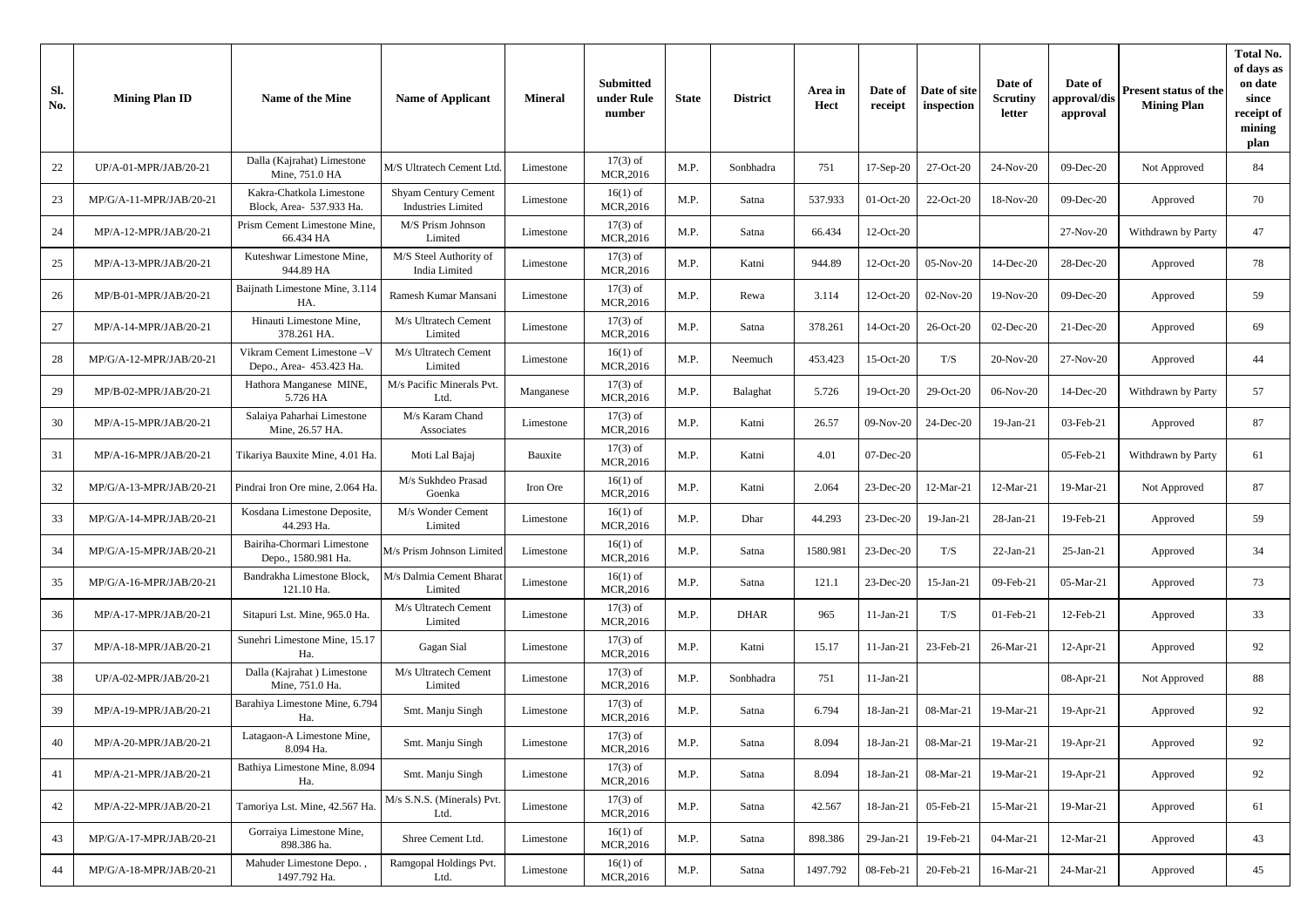| Sl. No. | Mining Plan ID | Name of the Mine | Name of Applicant | Mineral | Submitted under Rule number | State | District | Area in Hect | Date of receipt | Date of site inspection | Date of Scrutiny letter | Date of approval/disapproval | Present status of the Mining Plan | Total No. of days as on date since receipt of mining plan |
|---|---|---|---|---|---|---|---|---|---|---|---|---|---|---|
| 22 | UP/A-01-MPR/JAB/20-21 | Dalla (Kajrahat) Limestone Mine, 751.0 HA | M/S Ultratech Cement Ltd. | Limestone | 17(3) of MCR,2016 | M.P. | Sonbhadra | 751 | 17-Sep-20 | 27-Oct-20 | 24-Nov-20 | 09-Dec-20 | Not Approved | 84 |
| 23 | MP/G/A-11-MPR/JAB/20-21 | Kakra-Chatkola Limestone Block, Area- 537.933 Ha. | Shyam Century Cement Industries Limited | Limestone | 16(1) of MCR,2016 | M.P. | Satna | 537.933 | 01-Oct-20 | 22-Oct-20 | 18-Nov-20 | 09-Dec-20 | Approved | 70 |
| 24 | MP/A-12-MPR/JAB/20-21 | Prism Cement Limestone Mine, 66.434 HA | M/S Prism Johnson Limited | Limestone | 17(3) of MCR,2016 | M.P. | Satna | 66.434 | 12-Oct-20 | | | 27-Nov-20 | Withdrawn by Party | 47 |
| 25 | MP/A-13-MPR/JAB/20-21 | Kuteshwar Limestone Mine, 944.89 HA | M/S Steel Authority of India Limited | Limestone | 17(3) of MCR,2016 | M.P. | Katni | 944.89 | 12-Oct-20 | 05-Nov-20 | 14-Dec-20 | 28-Dec-20 | Approved | 78 |
| 26 | MP/B-01-MPR/JAB/20-21 | Baijnath Limestone Mine, 3.114 HA. | Ramesh Kumar Mansani | Limestone | 17(3) of MCR,2016 | M.P. | Rewa | 3.114 | 12-Oct-20 | 02-Nov-20 | 19-Nov-20 | 09-Dec-20 | Approved | 59 |
| 27 | MP/A-14-MPR/JAB/20-21 | Hinauti Limestone Mine, 378.261 HA. | M/s Ultratech Cement Limited | Limestone | 17(3) of MCR,2016 | M.P. | Satna | 378.261 | 14-Oct-20 | 26-Oct-20 | 02-Dec-20 | 21-Dec-20 | Approved | 69 |
| 28 | MP/G/A-12-MPR/JAB/20-21 | Vikram Cement Limestone –V Depo., Area- 453.423 Ha. | M/s Ultratech Cement Limited | Limestone | 16(1) of MCR,2016 | M.P. | Neemuch | 453.423 | 15-Oct-20 | T/S | 20-Nov-20 | 27-Nov-20 | Approved | 44 |
| 29 | MP/B-02-MPR/JAB/20-21 | Hathora Manganese MINE, 5.726 HA | M/s Pacific Minerals Pvt. Ltd. | Manganese | 17(3) of MCR,2016 | M.P. | Balaghat | 5.726 | 19-Oct-20 | 29-Oct-20 | 06-Nov-20 | 14-Dec-20 | Withdrawn by Party | 57 |
| 30 | MP/A-15-MPR/JAB/20-21 | Salaiya Paharhai Limestone Mine, 26.57 HA. | M/s Karam Chand Associates | Limestone | 17(3) of MCR,2016 | M.P. | Katni | 26.57 | 09-Nov-20 | 24-Dec-20 | 19-Jan-21 | 03-Feb-21 | Approved | 87 |
| 31 | MP/A-16-MPR/JAB/20-21 | Tikariya Bauxite Mine, 4.01 Ha. | Moti Lal Bajaj | Bauxite | 17(3) of MCR,2016 | M.P. | Katni | 4.01 | 07-Dec-20 | | | 05-Feb-21 | Withdrawn by Party | 61 |
| 32 | MP/G/A-13-MPR/JAB/20-21 | Pindrai Iron Ore mine, 2.064 Ha. | M/s Sukhdeo Prasad Goenka | Iron Ore | 16(1) of MCR,2016 | M.P. | Katni | 2.064 | 23-Dec-20 | 12-Mar-21 | 12-Mar-21 | 19-Mar-21 | Not Approved | 87 |
| 33 | MP/G/A-14-MPR/JAB/20-21 | Kosdana Limestone Deposite, 44.293 Ha. | M/s Wonder Cement Limited | Limestone | 16(1) of MCR,2016 | M.P. | Dhar | 44.293 | 23-Dec-20 | 19-Jan-21 | 28-Jan-21 | 19-Feb-21 | Approved | 59 |
| 34 | MP/G/A-15-MPR/JAB/20-21 | Bairiha-Chormari Limestone Depo., 1580.981 Ha. | M/s Prism Johnson Limited | Limestone | 16(1) of MCR,2016 | M.P. | Satna | 1580.981 | 23-Dec-20 | T/S | 22-Jan-21 | 25-Jan-21 | Approved | 34 |
| 35 | MP/G/A-16-MPR/JAB/20-21 | Bandrakha Limestone Block, 121.10 Ha. | M/s Dalmia Cement Bharat Limited | Limestone | 16(1) of MCR,2016 | M.P. | Satna | 121.1 | 23-Dec-20 | 15-Jan-21 | 09-Feb-21 | 05-Mar-21 | Approved | 73 |
| 36 | MP/A-17-MPR/JAB/20-21 | Sitapuri Lst. Mine, 965.0 Ha. | M/s Ultratech Cement Limited | Limestone | 17(3) of MCR,2016 | M.P. | DHAR | 965 | 11-Jan-21 | T/S | 01-Feb-21 | 12-Feb-21 | Approved | 33 |
| 37 | MP/A-18-MPR/JAB/20-21 | Sunehri Limestone Mine, 15.17 Ha. | Gagan Sial | Limestone | 17(3) of MCR,2016 | M.P. | Katni | 15.17 | 11-Jan-21 | 23-Feb-21 | 26-Mar-21 | 12-Apr-21 | Approved | 92 |
| 38 | UP/A-02-MPR/JAB/20-21 | Dalla (Kajrahat ) Limestone Mine, 751.0 Ha. | M/s Ultratech Cement Limited | Limestone | 17(3) of MCR,2016 | M.P. | Sonbhadra | 751 | 11-Jan-21 | | | 08-Apr-21 | Not Approved | 88 |
| 39 | MP/A-19-MPR/JAB/20-21 | Barahiya Limestone Mine, 6.794 Ha. | Smt. Manju Singh | Limestone | 17(3) of MCR,2016 | M.P. | Satna | 6.794 | 18-Jan-21 | 08-Mar-21 | 19-Mar-21 | 19-Apr-21 | Approved | 92 |
| 40 | MP/A-20-MPR/JAB/20-21 | Latagaon-A Limestone Mine, 8.094 Ha. | Smt. Manju Singh | Limestone | 17(3) of MCR,2016 | M.P. | Satna | 8.094 | 18-Jan-21 | 08-Mar-21 | 19-Mar-21 | 19-Apr-21 | Approved | 92 |
| 41 | MP/A-21-MPR/JAB/20-21 | Bathiya Limestone Mine, 8.094 Ha. | Smt. Manju Singh | Limestone | 17(3) of MCR,2016 | M.P. | Satna | 8.094 | 18-Jan-21 | 08-Mar-21 | 19-Mar-21 | 19-Apr-21 | Approved | 92 |
| 42 | MP/A-22-MPR/JAB/20-21 | Tamoriya Lst. Mine, 42.567 Ha. | M/s S.N.S. (Minerals) Pvt. Ltd. | Limestone | 17(3) of MCR,2016 | M.P. | Satna | 42.567 | 18-Jan-21 | 05-Feb-21 | 15-Mar-21 | 19-Mar-21 | Approved | 61 |
| 43 | MP/G/A-17-MPR/JAB/20-21 | Gorraiya Limestone Mine, 898.386 ha. | Shree Cement Ltd. | Limestone | 16(1) of MCR,2016 | M.P. | Satna | 898.386 | 29-Jan-21 | 19-Feb-21 | 04-Mar-21 | 12-Mar-21 | Approved | 43 |
| 44 | MP/G/A-18-MPR/JAB/20-21 | Mahuder Limestone Depo. , 1497.792 Ha. | Ramgopal Holdings Pvt. Ltd. | Limestone | 16(1) of MCR,2016 | M.P. | Satna | 1497.792 | 08-Feb-21 | 20-Feb-21 | 16-Mar-21 | 24-Mar-21 | Approved | 45 |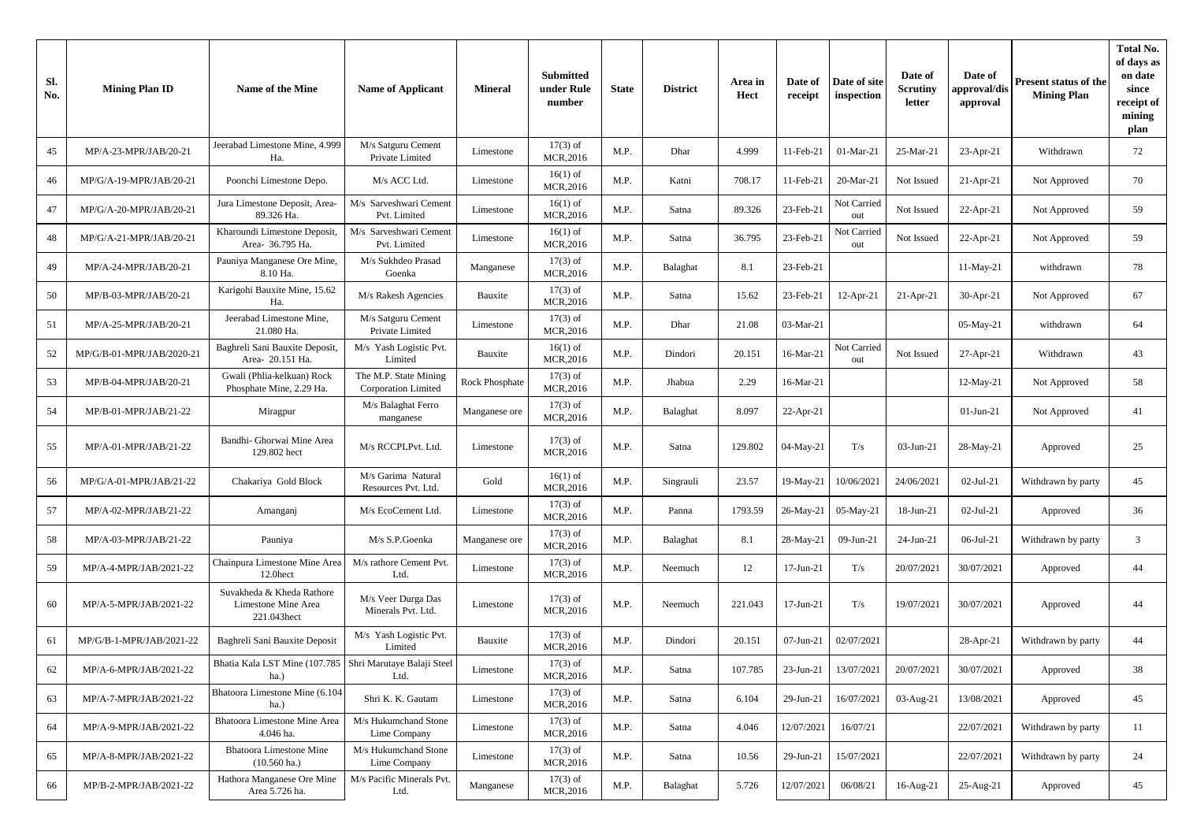| Sl. No. | Mining Plan ID | Name of the Mine | Name of Applicant | Mineral | Submitted under Rule number | State | District | Area in Hect | Date of receipt | Date of site inspection | Date of Scrutiny letter | Date of approval/dis approval | Present status of the Mining Plan | Total No. of days as on date since receipt of mining plan |
|---|---|---|---|---|---|---|---|---|---|---|---|---|---|---|
| 45 | MP/A-23-MPR/JAB/20-21 | Jeerabad Limestone Mine, 4.999 Ha. | M/s Satguru Cement Private Limited | Limestone | 17(3) of MCR,2016 | M.P. | Dhar | 4.999 | 11-Feb-21 | 01-Mar-21 | 25-Mar-21 | 23-Apr-21 | Withdrawn | 72 |
| 46 | MP/G/A-19-MPR/JAB/20-21 | Poonchi Limestone Depo. | M/s ACC Ltd. | Limestone | 16(1) of MCR,2016 | M.P. | Katni | 708.17 | 11-Feb-21 | 20-Mar-21 | Not Issued | 21-Apr-21 | Not Approved | 70 |
| 47 | MP/G/A-20-MPR/JAB/20-21 | Jura Limestone Deposit, Area- 89.326 Ha. | M/s Sarveshwari Cement Pvt. Limited | Limestone | 16(1) of MCR,2016 | M.P. | Satna | 89.326 | 23-Feb-21 | Not Carried out | Not Issued | 22-Apr-21 | Not Approved | 59 |
| 48 | MP/G/A-21-MPR/JAB/20-21 | Kharoundi Limestone Deposit, Area- 36.795 Ha. | M/s Sarveshwari Cement Pvt. Limited | Limestone | 16(1) of MCR,2016 | M.P. | Satna | 36.795 | 23-Feb-21 | Not Carried out | Not Issued | 22-Apr-21 | Not Approved | 59 |
| 49 | MP/A-24-MPR/JAB/20-21 | Pauniya Manganese Ore Mine, 8.10 Ha. | M/s Sukhdeo Prasad Goenka | Manganese | 17(3) of MCR,2016 | M.P. | Balaghat | 8.1 | 23-Feb-21 | | | 11-May-21 | withdrawn | 78 |
| 50 | MP/B-03-MPR/JAB/20-21 | Karigohi Bauxite Mine, 15.62 Ha. | M/s Rakesh Agencies | Bauxite | 17(3) of MCR,2016 | M.P. | Satna | 15.62 | 23-Feb-21 | 12-Apr-21 | 21-Apr-21 | 30-Apr-21 | Not Approved | 67 |
| 51 | MP/A-25-MPR/JAB/20-21 | Jeerabad Limestone Mine, 21.080 Ha. | M/s Satguru Cement Private Limited | Limestone | 17(3) of MCR,2016 | M.P. | Dhar | 21.08 | 03-Mar-21 | | | 05-May-21 | withdrawn | 64 |
| 52 | MP/G/B-01-MPR/JAB/2020-21 | Baghreli Sani Bauxite Deposit, Area- 20.151 Ha. | M/s Yash Logistic Pvt. Limited | Bauxite | 16(1) of MCR,2016 | M.P. | Dindori | 20.151 | 16-Mar-21 | Not Carried out | Not Issued | 27-Apr-21 | Withdrawn | 43 |
| 53 | MP/B-04-MPR/JAB/20-21 | Gwali (Phlia-kelkuan) Rock Phosphate Mine, 2.29 Ha. | The M.P. State Mining Corporation Limited | Rock Phosphate | 17(3) of MCR,2016 | M.P. | Jhabua | 2.29 | 16-Mar-21 | | | 12-May-21 | Not Approved | 58 |
| 54 | MP/B-01-MPR/JAB/21-22 | Miragpur | M/s Balaghat Ferro manganese | Manganese ore | 17(3) of MCR,2016 | M.P. | Balaghat | 8.097 | 22-Apr-21 | | | 01-Jun-21 | Not Approved | 41 |
| 55 | MP/A-01-MPR/JAB/21-22 | Bandhi- Ghorwai Mine Area 129.802 hect | M/s RCCPLPvt. Ltd. | Limestone | 17(3) of MCR,2016 | M.P. | Satna | 129.802 | 04-May-21 | T/s | 03-Jun-21 | 28-May-21 | Approved | 25 |
| 56 | MP/G/A-01-MPR/JAB/21-22 | Chakariya Gold Block | M/s Garima Natural Resources Pvt. Ltd. | Gold | 16(1) of MCR,2016 | M.P. | Singrauli | 23.57 | 19-May-21 | 10/06/2021 | 24/06/2021 | 02-Jul-21 | Withdrawn by party | 45 |
| 57 | MP/A-02-MPR/JAB/21-22 | Amanganj | M/s EcoCement Ltd. | Limestone | 17(3) of MCR,2016 | M.P. | Panna | 1793.59 | 26-May-21 | 05-May-21 | 18-Jun-21 | 02-Jul-21 | Approved | 36 |
| 58 | MP/A-03-MPR/JAB/21-22 | Pauniya | M/s S.P.Goenka | Manganese ore | 17(3) of MCR,2016 | M.P. | Balaghat | 8.1 | 28-May-21 | 09-Jun-21 | 24-Jun-21 | 06-Jul-21 | Withdrawn by party | 3 |
| 59 | MP/A-4-MPR/JAB/2021-22 | Chainpura Limestone Mine Area 12.0hect | M/s rathore Cement Pvt. Ltd. | Limestone | 17(3) of MCR,2016 | M.P. | Neemuch | 12 | 17-Jun-21 | T/s | 20/07/2021 | 30/07/2021 | Approved | 44 |
| 60 | MP/A-5-MPR/JAB/2021-22 | Suvakheda & Kheda Rathore Limestone Mine Area 221.043hect | M/s Veer Durga Das Minerals Pvt. Ltd. | Limestone | 17(3) of MCR,2016 | M.P. | Neemuch | 221.043 | 17-Jun-21 | T/s | 19/07/2021 | 30/07/2021 | Approved | 44 |
| 61 | MP/G/B-1-MPR/JAB/2021-22 | Baghreli Sani Bauxite Deposit | M/s Yash Logistic Pvt. Limited | Bauxite | 17(3) of MCR,2016 | M.P. | Dindori | 20.151 | 07-Jun-21 | 02/07/2021 | | 28-Apr-21 | Withdrawn by party | 44 |
| 62 | MP/A-6-MPR/JAB/2021-22 | Bhatia Kala LST Mine (107.785 ha.) | Shri Marutaye Balaji Steel Ltd. | Limestone | 17(3) of MCR,2016 | M.P. | Satna | 107.785 | 23-Jun-21 | 13/07/2021 | 20/07/2021 | 30/07/2021 | Approved | 38 |
| 63 | MP/A-7-MPR/JAB/2021-22 | Bhatoora Limestone Mine (6.104 ha.) | Shri K. K. Gautam | Limestone | 17(3) of MCR,2016 | M.P. | Satna | 6.104 | 29-Jun-21 | 16/07/2021 | 03-Aug-21 | 13/08/2021 | Approved | 45 |
| 64 | MP/A-9-MPR/JAB/2021-22 | Bhatoora Limestone Mine Area 4.046 ha. | M/s Hukumchand Stone Lime Company | Limestone | 17(3) of MCR,2016 | M.P. | Satna | 4.046 | 12/07/2021 | 16/07/21 | | 22/07/2021 | Withdrawn by party | 11 |
| 65 | MP/A-8-MPR/JAB/2021-22 | Bhatoora Limestone Mine (10.560 ha.) | M/s Hukumchand Stone Lime Company | Limestone | 17(3) of MCR,2016 | M.P. | Satna | 10.56 | 29-Jun-21 | 15/07/2021 | | 22/07/2021 | Withdrawn by party | 24 |
| 66 | MP/B-2-MPR/JAB/2021-22 | Hathora Manganese Ore Mine Area 5.726 ha. | M/s Pacific Minerals Pvt. Ltd. | Manganese | 17(3) of MCR,2016 | M.P. | Balaghat | 5.726 | 12/07/2021 | 06/08/21 | 16-Aug-21 | 25-Aug-21 | Approved | 45 |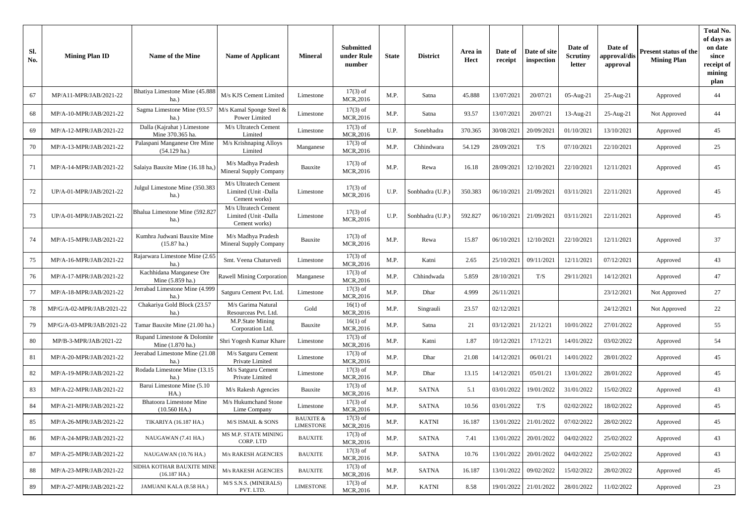| Sl. No. | Mining Plan ID | Name of the Mine | Name of Applicant | Mineral | Submitted under Rule number | State | District | Area in Hect | Date of receipt | Date of site inspection | Date of Scrutiny letter | Date of approval/dis approval | Present status of the Mining Plan | Total No. of days as on date since receipt of mining plan |
|---|---|---|---|---|---|---|---|---|---|---|---|---|---|---|
| 67 | MP/A11-MPR/JAB/2021-22 | Bhatiya Limestone Mine (45.888 ha.) | M/s KJS Cement Limited | Limestone | 17(3) of MCR,2016 | M.P. | Satna | 45.888 | 13/07/2021 | 20/07/21 | 05-Aug-21 | 25-Aug-21 | Approved | 44 |
| 68 | MP/A-10-MPR/JAB/2021-22 | Sagma Limestone Mine (93.57 ha.) | M/s Kamal Sponge Steel & Power Limited | Limestone | 17(3) of MCR,2016 | M.P. | Satna | 93.57 | 13/07/2021 | 20/07/21 | 13-Aug-21 | 25-Aug-21 | Not Approved | 44 |
| 69 | MP/A-12-MPR/JAB/2021-22 | Dalla (Kajrahat ) Limestone Mine 370.365 ha. | M/s Ultratech Cement Limited | Limestone | 17(3) of MCR,2016 | U.P. | Sonebhadra | 370.365 | 30/08/2021 | 20/09/2021 | 01/10/2021 | 13/10/2021 | Approved | 45 |
| 70 | MP/A-13-MPR/JAB/2021-22 | Palaspani Manganese Ore Mine (54.129 ha.) | M/s Krishnaping Alloys Limited | Manganese | 17(3) of MCR,2016 | M.P. | Chhindwara | 54.129 | 28/09/2021 | T/S | 07/10/2021 | 22/10/2021 | Approved | 25 |
| 71 | MP/A-14-MPR/JAB/2021-22 | Salaiya Bauxite Mine (16.18 ha,) | M/s Madhya Pradesh Mineral Supply Company | Bauxite | 17(3) of MCR,2016 | M.P. | Rewa | 16.18 | 28/09/2021 | 12/10/2021 | 22/10/2021 | 12/11/2021 | Approved | 45 |
| 72 | UP/A-01-MPR/JAB/2021-22 | Julgul Limestone Mine (350.383 ha.) | M/s Ultratech Cement Limited (Unit -Dalla Cement works) | Limestone | 17(3) of MCR,2016 | U.P. | Sonbhadra (U.P.) | 350.383 | 06/10/2021 | 21/09/2021 | 03/11/2021 | 22/11/2021 | Approved | 45 |
| 73 | UP/A-01-MPR/JAB/2021-22 | Bhalua Limestone Mine (592.827 ha.) | M/s Ultratech Cement Limited (Unit -Dalla Cement works) | Limestone | 17(3) of MCR,2016 | U.P. | Sonbhadra (U.P.) | 592.827 | 06/10/2021 | 21/09/2021 | 03/11/2021 | 22/11/2021 | Approved | 45 |
| 74 | MP/A-15-MPR/JAB/2021-22 | Kumhra Judwani Bauxite Mine (15.87 ha.) | M/s Madhya Pradesh Mineral Supply Company | Bauxite | 17(3) of MCR,2016 | M.P. | Rewa | 15.87 | 06/10/2021 | 12/10/2021 | 22/10/2021 | 12/11/2021 | Approved | 37 |
| 75 | MP/A-16-MPR/JAB/2021-22 | Rajarwara Limestone Mine (2.65 ha.) | Smt. Veena Chaturvedi | Limestone | 17(3) of MCR,2016 | M.P. | Katni | 2.65 | 25/10/2021 | 09/11/2021 | 12/11/2021 | 07/12/2021 | Approved | 43 |
| 76 | MP/A-17-MPR/JAB/2021-22 | Kachhidana Manganese Ore Mine (5.859 ha.) | Rawell Mining Corporation | Manganese | 17(3) of MCR,2016 | M.P. | Chhindwada | 5.859 | 28/10/2021 | T/S | 29/11/2021 | 14/12/2021 | Approved | 47 |
| 77 | MP/A-18-MPR/JAB/2021-22 | Jerrabad Limestone Mine (4.999 ha.) | Satguru Cement Pvt. Ltd. | Limestone | 17(3) of MCR,2016 | M.P. | Dhar | 4.999 | 26/11/2021 | | | 23/12/2021 | Not Approved | 27 |
| 78 | MP/G/A-02-MPR/JAB/2021-22 | Chakariya Gold Block (23.57 ha.) | M/s Garima Natural Resourceas Pvt. Ltd. | Gold | 16(1) of MCR,2016 | M.P. | Singrauli | 23.57 | 02/12/2021 | | | 24/12/2021 | Not Approved | 22 |
| 79 | MP/G/A-03-MPR/JAB/2021-22 | Tamar Bauxite Mine (21.00 ha.) | M.P.State Mining Corporation Ltd. | Bauxite | 16(1) of MCR,2016 | M.P. | Satna | 21 | 03/12/2021 | 21/12/21 | 10/01/2022 | 27/01/2022 | Approved | 55 |
| 80 | MP/B-3-MPR/JAB/2021-22 | Rupand Limestone & Dolomite Mine (1.870 ha.) | Shri Yogesh Kumar Khare | Limestone | 17(3) of MCR,2016 | M.P. | Katni | 1.87 | 10/12/2021 | 17/12/21 | 14/01/2022 | 03/02/2022 | Approved | 54 |
| 81 | MP/A-20-MPR/JAB/2021-22 | Jeerabad Limestone Mine (21.08 ha.) | M/s Satguru Cement Private Limited | Limestone | 17(3) of MCR,2016 | M.P. | Dhar | 21.08 | 14/12/2021 | 06/01/21 | 14/01/2022 | 28/01/2022 | Approved | 45 |
| 82 | MP/A-19-MPR/JAB/2021-22 | Rodada Limestone Mine (13.15 ha.) | M/s Satguru Cement Private Limited | Limestone | 17(3) of MCR,2016 | M.P. | Dhar | 13.15 | 14/12/2021 | 05/01/21 | 13/01/2022 | 28/01/2022 | Approved | 45 |
| 83 | MP/A-22-MPR/JAB/2021-22 | Barui Limestone Mine (5.10 HA.) | M/s Rakesh Agencies | Bauxite | 17(3) of MCR,2016 | M.P. | SATNA | 5.1 | 03/01/2022 | 19/01/2022 | 31/01/2022 | 15/02/2022 | Approved | 43 |
| 84 | MP/A-21-MPR/JAB/2021-22 | Bhatoora Limestone Mine (10.560 HA.) | M/s Hukumchand Stone Lime Company | Limestone | 17(3) of MCR,2016 | M.P. | SATNA | 10.56 | 03/01/2022 | T/S | 02/02/2022 | 18/02/2022 | Approved | 45 |
| 85 | MP/A-26-MPR/JAB/2021-22 | TIKARIYA (16.187 HA.) | M/S ISMAIL & SONS | BAUXITE & LIMESTONE | 17(3) of MCR,2016 | M.P. | KATNI | 16.187 | 13/01/2022 | 21/01/2022 | 07/02/2022 | 28/02/2022 | Approved | 45 |
| 86 | MP/A-24-MPR/JAB/2021-22 | NAUGAWAN (7.41 HA.) | MS M.P. STATE MINING CORP. LTD | BAUXITE | 17(3) of MCR,2016 | M.P. | SATNA | 7.41 | 13/01/2022 | 20/01/2022 | 04/02/2022 | 25/02/2022 | Approved | 43 |
| 87 | MP/A-25-MPR/JAB/2021-22 | NAUGAWAN (10.76 HA.) | M/s RAKESH AGENCIES | BAUXITE | 17(3) of MCR,2016 | M.P. | SATNA | 10.76 | 13/01/2022 | 20/01/2022 | 04/02/2022 | 25/02/2022 | Approved | 43 |
| 88 | MP/A-23-MPR/JAB/2021-22 | SIDHA KOTHAR BAUXITE MINE (16.187 HA.) | M/s RAKESH AGENCIES | BAUXITE | 17(3) of MCR,2016 | M.P. | SATNA | 16.187 | 13/01/2022 | 09/02/2022 | 15/02/2022 | 28/02/2022 | Approved | 45 |
| 89 | MP/A-27-MPR/JAB/2021-22 | JAMUANI KALA (8.58 HA.) | M/S S.N.S. (MINERALS) PVT. LTD. | LIMESTONE | 17(3) of MCR,2016 | M.P. | KATNI | 8.58 | 19/01/2022 | 21/01/2022 | 28/01/2022 | 11/02/2022 | Approved | 23 |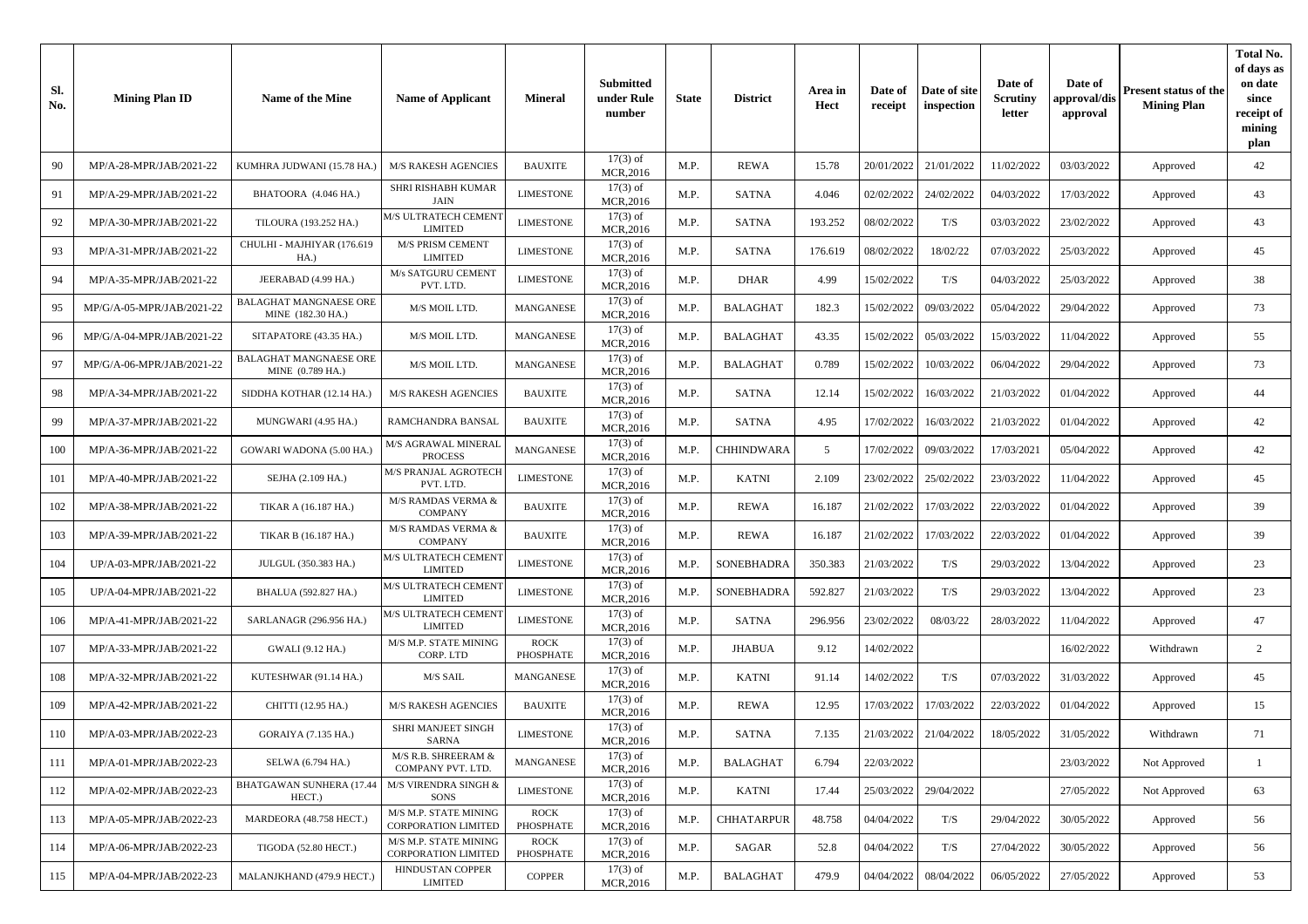| Sl. No. | Mining Plan ID | Name of the Mine | Name of Applicant | Mineral | Submitted under Rule number | State | District | Area in Hect | Date of receipt | Date of site inspection | Date of Scrutiny letter | Date of approval/dis approval | Present status of the Mining Plan | Total No. of days as on date since receipt of mining plan |
|---|---|---|---|---|---|---|---|---|---|---|---|---|---|---|
| 90 | MP/A-28-MPR/JAB/2021-22 | KUMHRA JUDWANI (15.78 HA.) | M/S RAKESH AGENCIES | BAUXITE | 17(3) of MCR,2016 | M.P. | REWA | 15.78 | 20/01/2022 | 21/01/2022 | 11/02/2022 | 03/03/2022 | Approved | 42 |
| 91 | MP/A-29-MPR/JAB/2021-22 | BHATOORA (4.046 HA.) | SHRI RISHABH KUMAR JAIN | LIMESTONE | 17(3) of MCR,2016 | M.P. | SATNA | 4.046 | 02/02/2022 | 24/02/2022 | 04/03/2022 | 17/03/2022 | Approved | 43 |
| 92 | MP/A-30-MPR/JAB/2021-22 | TILOURA (193.252 HA.) | M/S ULTRATECH CEMENT LIMITED | LIMESTONE | 17(3) of MCR,2016 | M.P. | SATNA | 193.252 | 08/02/2022 | T/S | 03/03/2022 | 23/02/2022 | Approved | 43 |
| 93 | MP/A-31-MPR/JAB/2021-22 | CHULHI - MAJHIYAR (176.619 HA.) | M/S PRISM CEMENT LIMITED | LIMESTONE | 17(3) of MCR,2016 | M.P. | SATNA | 176.619 | 08/02/2022 | 18/02/22 | 07/03/2022 | 25/03/2022 | Approved | 45 |
| 94 | MP/A-35-MPR/JAB/2021-22 | JEERABAD (4.99 HA.) | M/s SATGURU CEMENT PVT. LTD. | LIMESTONE | 17(3) of MCR,2016 | M.P. | DHAR | 4.99 | 15/02/2022 | T/S | 04/03/2022 | 25/03/2022 | Approved | 38 |
| 95 | MP/G/A-05-MPR/JAB/2021-22 | BALAGHAT MANGNAESE ORE MINE (182.30 HA.) | M/S MOIL LTD. | MANGANESE | 17(3) of MCR,2016 | M.P. | BALAGHAT | 182.3 | 15/02/2022 | 09/03/2022 | 05/04/2022 | 29/04/2022 | Approved | 73 |
| 96 | MP/G/A-04-MPR/JAB/2021-22 | SITAPATORE (43.35 HA.) | M/S MOIL LTD. | MANGANESE | 17(3) of MCR,2016 | M.P. | BALAGHAT | 43.35 | 15/02/2022 | 05/03/2022 | 15/03/2022 | 11/04/2022 | Approved | 55 |
| 97 | MP/G/A-06-MPR/JAB/2021-22 | BALAGHAT MANGNAESE ORE MINE (0.789 HA.) | M/S MOIL LTD. | MANGANESE | 17(3) of MCR,2016 | M.P. | BALAGHAT | 0.789 | 15/02/2022 | 10/03/2022 | 06/04/2022 | 29/04/2022 | Approved | 73 |
| 98 | MP/A-34-MPR/JAB/2021-22 | SIDDHA KOTHAR (12.14 HA.) | M/S RAKESH AGENCIES | BAUXITE | 17(3) of MCR,2016 | M.P. | SATNA | 12.14 | 15/02/2022 | 16/03/2022 | 21/03/2022 | 01/04/2022 | Approved | 44 |
| 99 | MP/A-37-MPR/JAB/2021-22 | MUNGWARI (4.95 HA.) | RAMCHANDRA BANSAL | BAUXITE | 17(3) of MCR,2016 | M.P. | SATNA | 4.95 | 17/02/2022 | 16/03/2022 | 21/03/2022 | 01/04/2022 | Approved | 42 |
| 100 | MP/A-36-MPR/JAB/2021-22 | GOWARI WADONA (5.00 HA.) | M/S AGRAWAL MINERAL PROCESS | MANGANESE | 17(3) of MCR,2016 | M.P. | CHHINDWARA | 5 | 17/02/2022 | 09/03/2022 | 17/03/2021 | 05/04/2022 | Approved | 42 |
| 101 | MP/A-40-MPR/JAB/2021-22 | SEJHA (2.109 HA.) | M/S PRANJAL AGROTECH PVT. LTD. | LIMESTONE | 17(3) of MCR,2016 | M.P. | KATNI | 2.109 | 23/02/2022 | 25/02/2022 | 23/03/2022 | 11/04/2022 | Approved | 45 |
| 102 | MP/A-38-MPR/JAB/2021-22 | TIKAR A (16.187 HA.) | M/S RAMDAS VERMA & COMPANY | BAUXITE | 17(3) of MCR,2016 | M.P. | REWA | 16.187 | 21/02/2022 | 17/03/2022 | 22/03/2022 | 01/04/2022 | Approved | 39 |
| 103 | MP/A-39-MPR/JAB/2021-22 | TIKAR B (16.187 HA.) | M/S RAMDAS VERMA & COMPANY | BAUXITE | 17(3) of MCR,2016 | M.P. | REWA | 16.187 | 21/02/2022 | 17/03/2022 | 22/03/2022 | 01/04/2022 | Approved | 39 |
| 104 | UP/A-03-MPR/JAB/2021-22 | JULGUL (350.383 HA.) | M/S ULTRATECH CEMENT LIMITED | LIMESTONE | 17(3) of MCR,2016 | M.P. | SONEBHADRA | 350.383 | 21/03/2022 | T/S | 29/03/2022 | 13/04/2022 | Approved | 23 |
| 105 | UP/A-04-MPR/JAB/2021-22 | BHALUA (592.827 HA.) | M/S ULTRATECH CEMENT LIMITED | LIMESTONE | 17(3) of MCR,2016 | M.P. | SONEBHADRA | 592.827 | 21/03/2022 | T/S | 29/03/2022 | 13/04/2022 | Approved | 23 |
| 106 | MP/A-41-MPR/JAB/2021-22 | SARLANAGR (296.956 HA.) | M/S ULTRATECH CEMENT LIMITED | LIMESTONE | 17(3) of MCR,2016 | M.P. | SATNA | 296.956 | 23/02/2022 | 08/03/22 | 28/03/2022 | 11/04/2022 | Approved | 47 |
| 107 | MP/A-33-MPR/JAB/2021-22 | GWALI (9.12 HA.) | M/S M.P. STATE MINING CORP. LTD | ROCK PHOSPHATE | 17(3) of MCR,2016 | M.P. | JHABUA | 9.12 | 14/02/2022 | | | 16/02/2022 | Withdrawn | 2 |
| 108 | MP/A-32-MPR/JAB/2021-22 | KUTESHWAR (91.14 HA.) | M/S SAIL | MANGANESE | 17(3) of MCR,2016 | M.P. | KATNI | 91.14 | 14/02/2022 | T/S | 07/03/2022 | 31/03/2022 | Approved | 45 |
| 109 | MP/A-42-MPR/JAB/2021-22 | CHITTI (12.95 HA.) | M/S RAKESH AGENCIES | BAUXITE | 17(3) of MCR,2016 | M.P. | REWA | 12.95 | 17/03/2022 | 17/03/2022 | 22/03/2022 | 01/04/2022 | Approved | 15 |
| 110 | MP/A-03-MPR/JAB/2022-23 | GORAIYA (7.135 HA.) | SHRI MANJEET SINGH SARNA | LIMESTONE | 17(3) of MCR,2016 | M.P. | SATNA | 7.135 | 21/03/2022 | 21/04/2022 | 18/05/2022 | 31/05/2022 | Withdrawn | 71 |
| 111 | MP/A-01-MPR/JAB/2022-23 | SELWA (6.794 HA.) | M/S R.B. SHREERAM & COMPANY PVT. LTD. | MANGANESE | 17(3) of MCR,2016 | M.P. | BALAGHAT | 6.794 | 22/03/2022 | | | 23/03/2022 | Not Approved | 1 |
| 112 | MP/A-02-MPR/JAB/2022-23 | BHATGAWAN SUNHERA (17.44 HECT.) | M/S VIRENDRA SINGH & SONS | LIMESTONE | 17(3) of MCR,2016 | M.P. | KATNI | 17.44 | 25/03/2022 | 29/04/2022 | | 27/05/2022 | Not Approved | 63 |
| 113 | MP/A-05-MPR/JAB/2022-23 | MARDEORA (48.758 HECT.) | M/S M.P. STATE MINING CORPORATION LIMITED | ROCK PHOSPHATE | 17(3) of MCR,2016 | M.P. | CHHATARPUR | 48.758 | 04/04/2022 | T/S | 29/04/2022 | 30/05/2022 | Approved | 56 |
| 114 | MP/A-06-MPR/JAB/2022-23 | TIGODA (52.80 HECT.) | M/S M.P. STATE MINING CORPORATION LIMITED | ROCK PHOSPHATE | 17(3) of MCR,2016 | M.P. | SAGAR | 52.8 | 04/04/2022 | T/S | 27/04/2022 | 30/05/2022 | Approved | 56 |
| 115 | MP/A-04-MPR/JAB/2022-23 | MALANJKHAND (479.9 HECT.) | HINDUSTAN COPPER LIMITED | COPPER | 17(3) of MCR,2016 | M.P. | BALAGHAT | 479.9 | 04/04/2022 | 08/04/2022 | 06/05/2022 | 27/05/2022 | Approved | 53 |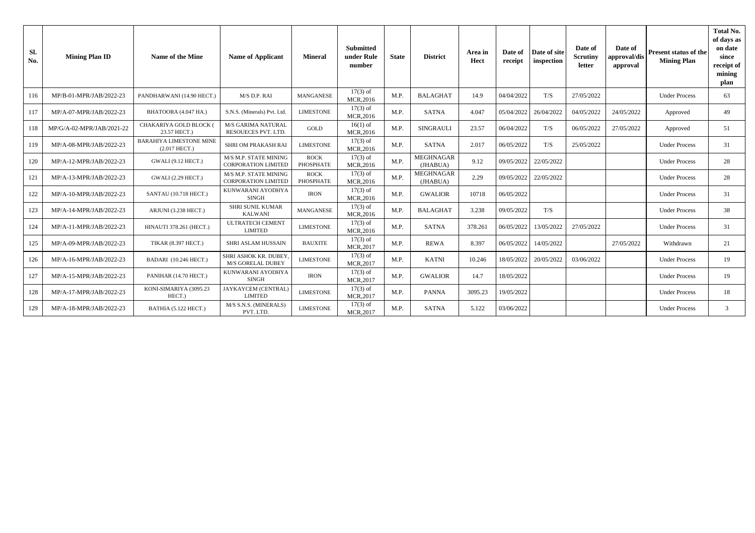| Sl. No. | Mining Plan ID | Name of the Mine | Name of Applicant | Mineral | Submitted under Rule number | State | District | Area in Hect | Date of receipt | Date of site inspection | Date of Scrutiny letter | Date of approval/dis approval | Present status of the Mining Plan | Total No. of days as on date since receipt of mining plan |
|---|---|---|---|---|---|---|---|---|---|---|---|---|---|---|
| 116 | MP/B-01-MPR/JAB/2022-23 | PANDHARWANI (14.90 HECT.) | M/S D.P. RAI | MANGANESE | 17(3) of MCR,2016 | M.P. | BALAGHAT | 14.9 | 04/04/2022 | T/S | 27/05/2022 | | Under Process | 63 |
| 117 | MP/A-07-MPR/JAB/2022-23 | BHATOORA (4.047 HA.) | S.N.S. (Minerals) Pvt. Ltd. | LIMESTONE | 17(3) of MCR,2016 | M.P. | SATNA | 4.047 | 05/04/2022 | 26/04/2022 | 04/05/2022 | 24/05/2022 | Approved | 49 |
| 118 | MP/G/A-02-MPR/JAB/2021-22 | CHAKARIYA GOLD BLOCK ( 23.57 HECT.) | M/S GARIMA NATURAL RESOUECES PVT. LTD. | GOLD | 16(1) of MCR,2016 | M.P. | SINGRAULI | 23.57 | 06/04/2022 | T/S | 06/05/2022 | 27/05/2022 | Approved | 51 |
| 119 | MP/A-08-MPR/JAB/2022-23 | BARAHIYA LIMESTONE MINE (2.017 HECT.) | SHRI OM PRAKASH RAI | LIMESTONE | 17(3) of MCR,2016 | M.P. | SATNA | 2.017 | 06/05/2022 | T/S | 25/05/2022 | | Under Process | 31 |
| 120 | MP/A-12-MPR/JAB/2022-23 | GWALI (9.12 HECT.) | M/S M.P. STATE MINING CORPORATION LIMITED | ROCK PHOSPHATE | 17(3) of MCR,2016 | M.P. | MEGHNAGAR (JHABUA) | 9.12 | 09/05/2022 | 22/05/2022 | | | Under Process | 28 |
| 121 | MP/A-13-MPR/JAB/2022-23 | GWALI (2.29 HECT.) | M/S M.P. STATE MINING CORPORATION LIMITED | ROCK PHOSPHATE | 17(3) of MCR,2016 | M.P. | MEGHNAGAR (JHABUA) | 2.29 | 09/05/2022 | 22/05/2022 | | | Under Process | 28 |
| 122 | MP/A-10-MPR/JAB/2022-23 | SANTAU (10.718 HECT.) | KUNWARANI AYODHYA SINGH | IRON | 17(3) of MCR,2016 | M.P. | GWALIOR | 10718 | 06/05/2022 | | | | Under Process | 31 |
| 123 | MP/A-14-MPR/JAB/2022-23 | ARJUNI (3.238 HECT.) | SHRI SUNIL KUMAR KALWANI | MANGANESE | 17(3) of MCR,2016 | M.P. | BALAGHAT | 3.238 | 09/05/2022 | T/S | | | Under Process | 38 |
| 124 | MP/A-11-MPR/JAB/2022-23 | HINAUTI 378.261 (HECT.) | ULTRATECH CEMENT LIMITED | LIMESTONE | 17(3) of MCR,2016 | M.P. | SATNA | 378.261 | 06/05/2022 | 13/05/2022 | 27/05/2022 | | Under Process | 31 |
| 125 | MP/A-09-MPR/JAB/2022-23 | TIKAR (8.397 HECT.) | SHRI ASLAM HUSSAIN | BAUXITE | 17(3) of MCR,2017 | M.P. | REWA | 8.397 | 06/05/2022 | 14/05/2022 | | 27/05/2022 | Withdrawn | 21 |
| 126 | MP/A-16-MPR/JAB/2022-23 | BADARI (10.246 HECT.) | SHRI ASHOK KR. DUBEY, M/S GORELAL DUBEY | LIMESTONE | 17(3) of MCR,2017 | M.P. | KATNI | 10.246 | 18/05/2022 | 20/05/2022 | 03/06/2022 | | Under Process | 19 |
| 127 | MP/A-15-MPR/JAB/2022-23 | PANIHAR (14.70 HECT.) | KUNWARANI AYODHYA SINGH | IRON | 17(3) of MCR,2017 | M.P. | GWALIOR | 14.7 | 18/05/2022 | | | | Under Process | 19 |
| 128 | MP/A-17-MPR/JAB/2022-23 | KONI-SIMARIYA (3095.23 HECT.) | JAYKAYCEM (CENTRAL) LIMITED | LIMESTONE | 17(3) of MCR,2017 | M.P. | PANNA | 3095.23 | 19/05/2022 | | | | Under Process | 18 |
| 129 | MP/A-18-MPR/JAB/2022-23 | BATHIA (5.122 HECT.) | M/S S.N.S. (MINERALS) PVT. LTD. | LIMESTONE | 17(3) of MCR,2017 | M.P. | SATNA | 5.122 | 03/06/2022 | | | | Under Process | 3 |